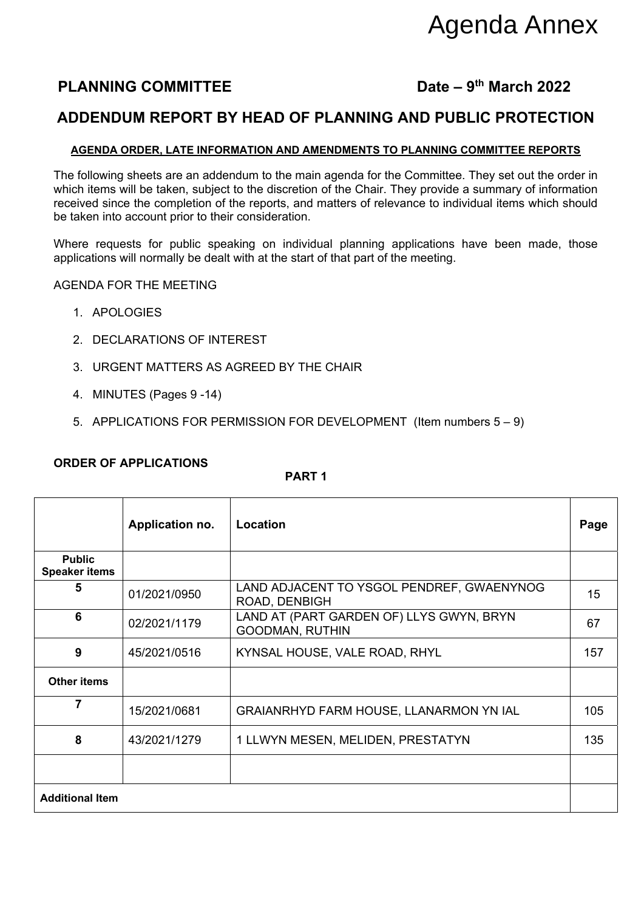# Agenda Annex

## PLANNING COMMITTEE                                    Date – 9th March 2022

## ADDENDUM REPORT BY HEAD OF PLANNING AND PUBLIC PROTECTION

**AGENDA ORDER, LATE INFORMATION AND AMENDMENTS TO PLANNING COMMITTEE REPORTS**

The following sheets are an addendum to the main agenda for the Committee. They set out the order in which items will be taken, subject to the discretion of the Chair. They provide a summary of information received since the completion of the reports, and matters of relevance to individual items which should be taken into account prior to their consideration.

Where requests for public speaking on individual planning applications have been made, those applications will normally be dealt with at the start of that part of the meeting.

AGENDA FOR THE MEETING

1. APOLOGIES
2. DECLARATIONS OF INTEREST
3. URGENT MATTERS AS AGREED BY THE CHAIR
4. MINUTES (Pages 9 -14)
5. APPLICATIONS FOR PERMISSION FOR DEVELOPMENT (Item numbers 5 – 9)

**ORDER OF APPLICATIONS**

**PART 1**

| | **Application no.** | **Location** | **Page** |
|---|---|---|---|
| **Public Speaker items** | | | |
| **5** | 01/2021/0950 | LAND ADJACENT TO YSGOL PENDREF, GWAENYNOG ROAD, DENBIGH | 15 |
| **6** | 02/2021/1179 | LAND AT (PART GARDEN OF) LLYS GWYN, BRYN GOODMAN, RUTHIN | 67 |
| **9** | 45/2021/0516 | KYNSAL HOUSE, VALE ROAD, RHYL | 157 |
| **Other items** | | | |
| **7** | 15/2021/0681 | GRAIANRHYD FARM HOUSE, LLANARMON YN IAL | 105 |
| **8** | 43/2021/1279 | 1 LLWYN MESEN, MELIDEN, PRESTATYN | 135 |
| | | | |
| **Additional Item** | | | |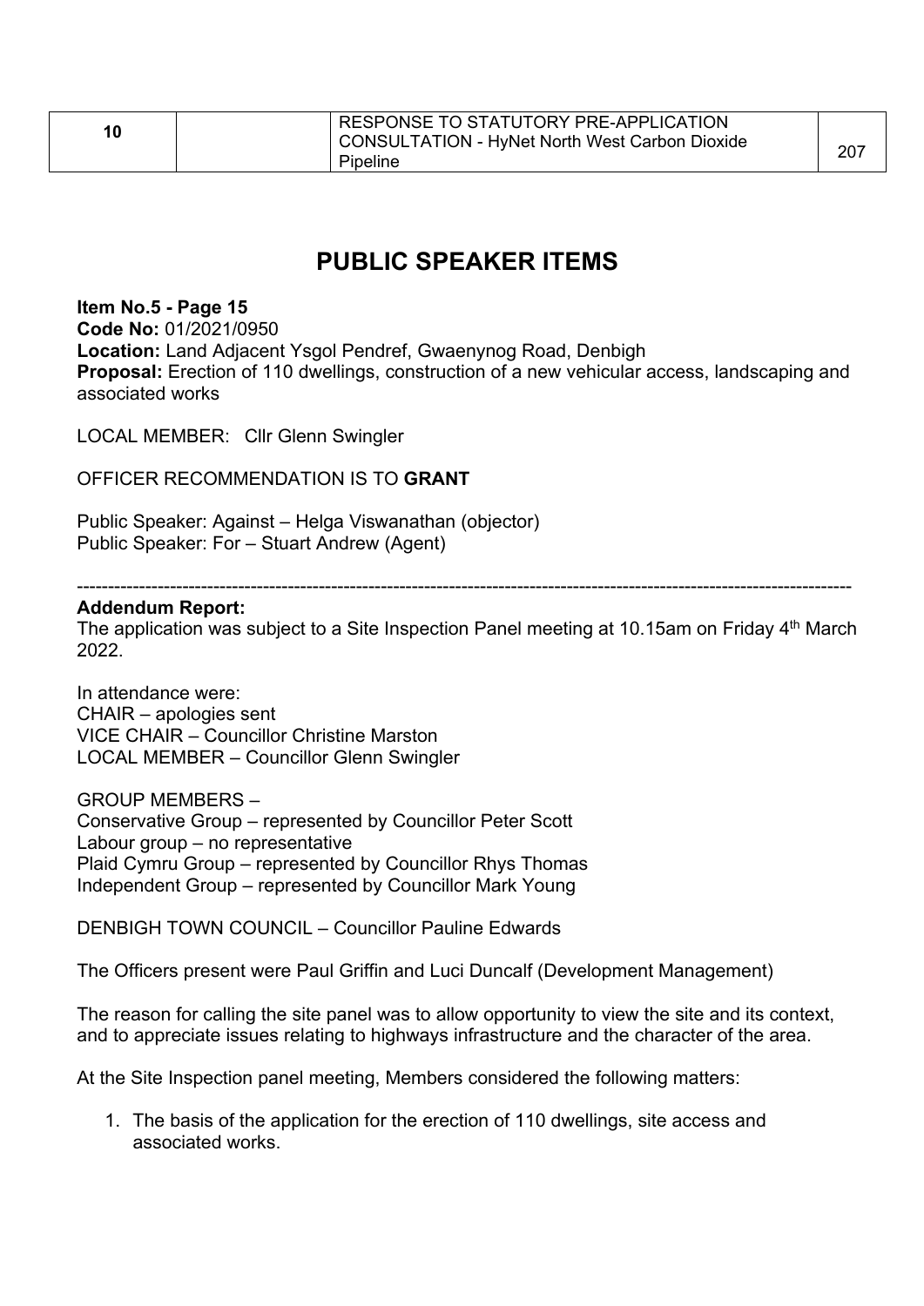| 10 | | RESPONSE TO STATUTORY PRE-APPLICATION CONSULTATION - HyNet North West Carbon Dioxide Pipeline | 207 |
|---|---|---|---|

# PUBLIC SPEAKER ITEMS

**Item No.5 - Page 15**
**Code No:** 01/2021/0950
**Location:** Land Adjacent Ysgol Pendref, Gwaenynog Road, Denbigh
**Proposal:** Erection of 110 dwellings, construction of a new vehicular access, landscaping and associated works

LOCAL MEMBER: Cllr Glenn Swingler

OFFICER RECOMMENDATION IS TO **GRANT**

Public Speaker: Against – Helga Viswanathan (objector)
Public Speaker: For – Stuart Andrew (Agent)

---

**Addendum Report:**
The application was subject to a Site Inspection Panel meeting at 10.15am on Friday 4th March 2022.

In attendance were:
CHAIR – apologies sent
VICE CHAIR – Councillor Christine Marston
LOCAL MEMBER – Councillor Glenn Swingler

GROUP MEMBERS –
Conservative Group – represented by Councillor Peter Scott
Labour group – no representative
Plaid Cymru Group – represented by Councillor Rhys Thomas
Independent Group – represented by Councillor Mark Young

DENBIGH TOWN COUNCIL – Councillor Pauline Edwards

The Officers present were Paul Griffin and Luci Duncalf (Development Management)

The reason for calling the site panel was to allow opportunity to view the site and its context, and to appreciate issues relating to highways infrastructure and the character of the area.

At the Site Inspection panel meeting, Members considered the following matters:

1. The basis of the application for the erection of 110 dwellings, site access and associated works.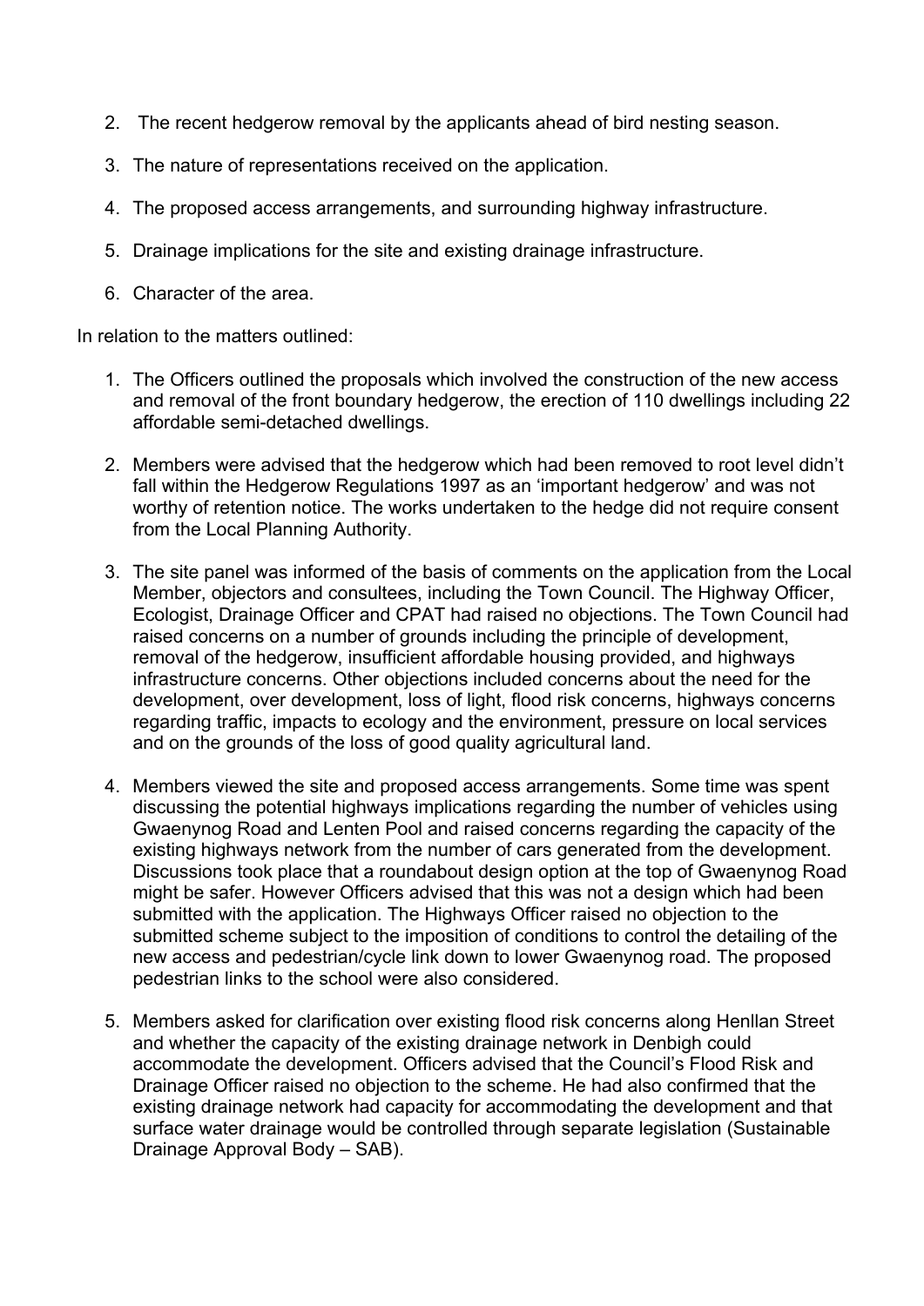2. The recent hedgerow removal by the applicants ahead of bird nesting season.

3. The nature of representations received on the application.

4. The proposed access arrangements, and surrounding highway infrastructure.

5. Drainage implications for the site and existing drainage infrastructure.

6. Character of the area.

In relation to the matters outlined:

1. The Officers outlined the proposals which involved the construction of the new access and removal of the front boundary hedgerow, the erection of 110 dwellings including 22 affordable semi-detached dwellings.

2. Members were advised that the hedgerow which had been removed to root level didn't fall within the Hedgerow Regulations 1997 as an 'important hedgerow' and was not worthy of retention notice. The works undertaken to the hedge did not require consent from the Local Planning Authority.

3. The site panel was informed of the basis of comments on the application from the Local Member, objectors and consultees, including the Town Council. The Highway Officer, Ecologist, Drainage Officer and CPAT had raised no objections. The Town Council had raised concerns on a number of grounds including the principle of development, removal of the hedgerow, insufficient affordable housing provided, and highways infrastructure concerns. Other objections included concerns about the need for the development, over development, loss of light, flood risk concerns, highways concerns regarding traffic, impacts to ecology and the environment, pressure on local services and on the grounds of the loss of good quality agricultural land.

4. Members viewed the site and proposed access arrangements. Some time was spent discussing the potential highways implications regarding the number of vehicles using Gwaenynog Road and Lenten Pool and raised concerns regarding the capacity of the existing highways network from the number of cars generated from the development. Discussions took place that a roundabout design option at the top of Gwaenynog Road might be safer. However Officers advised that this was not a design which had been submitted with the application. The Highways Officer raised no objection to the submitted scheme subject to the imposition of conditions to control the detailing of the new access and pedestrian/cycle link down to lower Gwaenynog road. The proposed pedestrian links to the school were also considered.

5. Members asked for clarification over existing flood risk concerns along Henllan Street and whether the capacity of the existing drainage network in Denbigh could accommodate the development. Officers advised that the Council's Flood Risk and Drainage Officer raised no objection to the scheme. He had also confirmed that the existing drainage network had capacity for accommodating the development and that surface water drainage would be controlled through separate legislation (Sustainable Drainage Approval Body – SAB).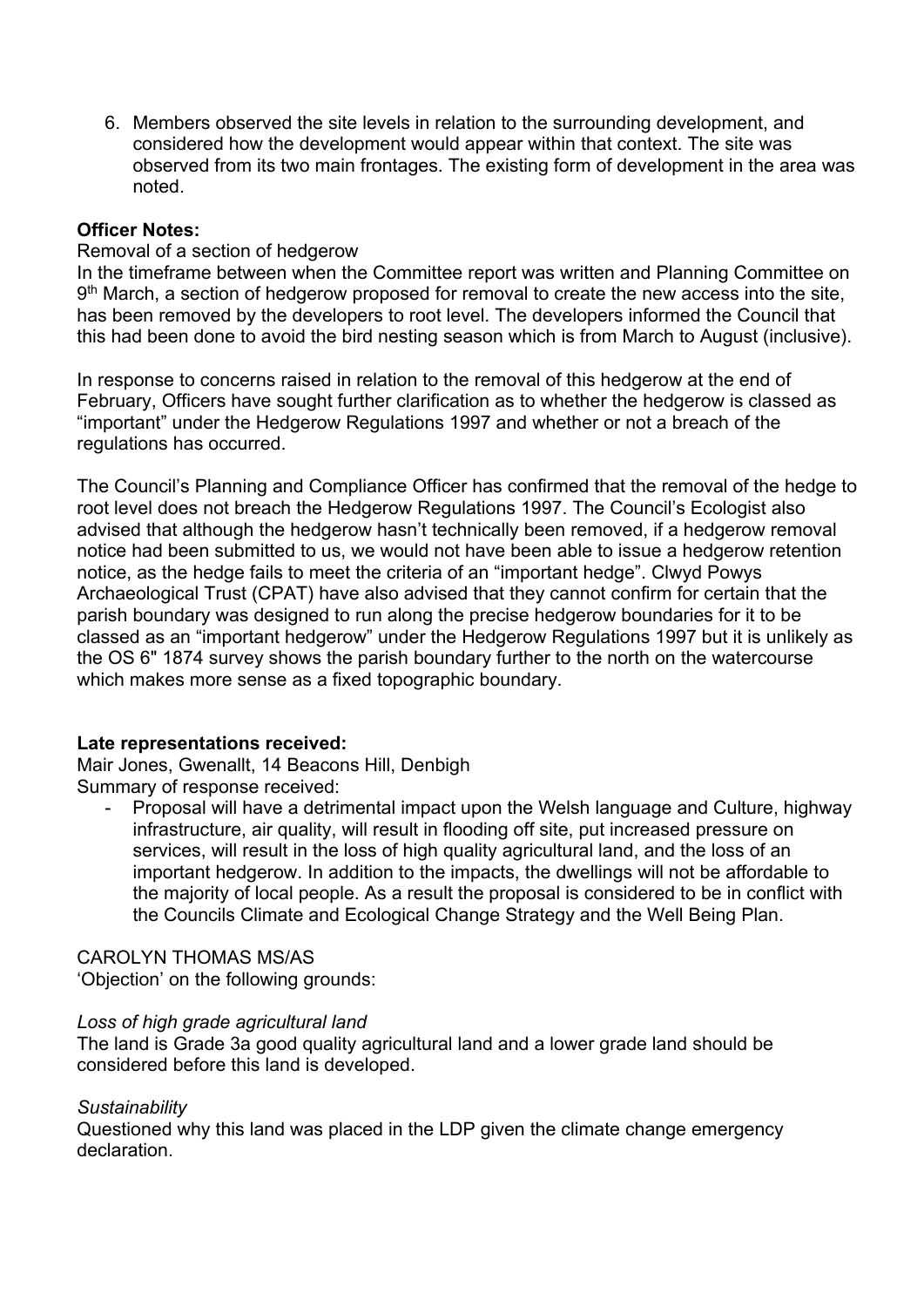6. Members observed the site levels in relation to the surrounding development, and considered how the development would appear within that context. The site was observed from its two main frontages. The existing form of development in the area was noted.

**Officer Notes:**

Removal of a section of hedgerow

In the timeframe between when the Committee report was written and Planning Committee on 9th March, a section of hedgerow proposed for removal to create the new access into the site, has been removed by the developers to root level. The developers informed the Council that this had been done to avoid the bird nesting season which is from March to August (inclusive).

In response to concerns raised in relation to the removal of this hedgerow at the end of February, Officers have sought further clarification as to whether the hedgerow is classed as "important" under the Hedgerow Regulations 1997 and whether or not a breach of the regulations has occurred.

The Council's Planning and Compliance Officer has confirmed that the removal of the hedge to root level does not breach the Hedgerow Regulations 1997. The Council's Ecologist also advised that although the hedgerow hasn't technically been removed, if a hedgerow removal notice had been submitted to us, we would not have been able to issue a hedgerow retention notice, as the hedge fails to meet the criteria of an "important hedge". Clwyd Powys Archaeological Trust (CPAT) have also advised that they cannot confirm for certain that the parish boundary was designed to run along the precise hedgerow boundaries for it to be classed as an "important hedgerow" under the Hedgerow Regulations 1997 but it is unlikely as the OS 6" 1874 survey shows the parish boundary further to the north on the watercourse which makes more sense as a fixed topographic boundary.

**Late representations received:**

Mair Jones, Gwenallt, 14 Beacons Hill, Denbigh

Summary of response received:

- Proposal will have a detrimental impact upon the Welsh language and Culture, highway infrastructure, air quality, will result in flooding off site, put increased pressure on services, will result in the loss of high quality agricultural land, and the loss of an important hedgerow. In addition to the impacts, the dwellings will not be affordable to the majority of local people. As a result the proposal is considered to be in conflict with the Councils Climate and Ecological Change Strategy and the Well Being Plan.

CAROLYN THOMAS MS/AS

'Objection' on the following grounds:

*Loss of high grade agricultural land*

The land is Grade 3a good quality agricultural land and a lower grade land should be considered before this land is developed.

*Sustainability*

Questioned why this land was placed in the LDP given the climate change emergency declaration.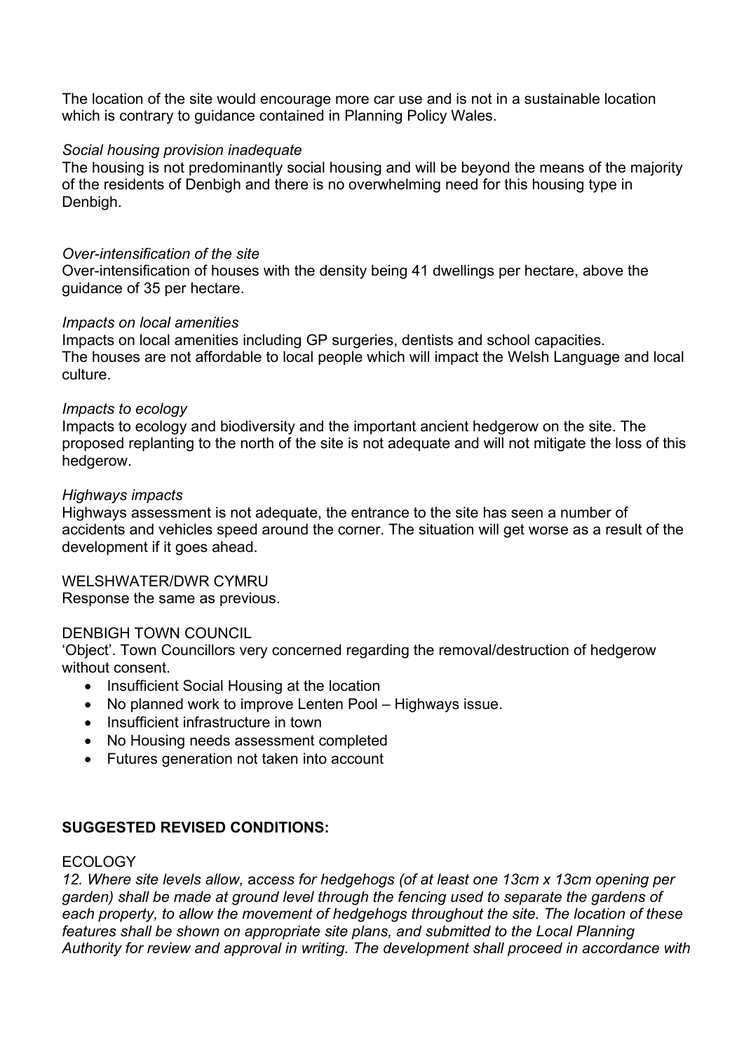The location of the site would encourage more car use and is not in a sustainable location which is contrary to guidance contained in Planning Policy Wales.

*Social housing provision inadequate*
The housing is not predominantly social housing and will be beyond the means of the majority of the residents of Denbigh and there is no overwhelming need for this housing type in Denbigh.

*Over-intensification of the site*
Over-intensification of houses with the density being 41 dwellings per hectare, above the guidance of 35 per hectare.

*Impacts on local amenities*
Impacts on local amenities including GP surgeries, dentists and school capacities.
The houses are not affordable to local people which will impact the Welsh Language and local culture.

*Impacts to ecology*
Impacts to ecology and biodiversity and the important ancient hedgerow on the site. The proposed replanting to the north of the site is not adequate and will not mitigate the loss of this hedgerow.

*Highways impacts*
Highways assessment is not adequate, the entrance to the site has seen a number of accidents and vehicles speed around the corner. The situation will get worse as a result of the development if it goes ahead.

WELSHWATER/DWR CYMRU
Response the same as previous.

DENBIGH TOWN COUNCIL
'Object'. Town Councillors very concerned regarding the removal/destruction of hedgerow without consent.

- Insufficient Social Housing at the location
- No planned work to improve Lenten Pool – Highways issue.
- Insufficient infrastructure in town
- No Housing needs assessment completed
- Futures generation not taken into account

**SUGGESTED REVISED CONDITIONS:**

ECOLOGY

*12. Where site levels allow, access for hedgehogs (of at least one 13cm x 13cm opening per garden) shall be made at ground level through the fencing used to separate the gardens of each property, to allow the movement of hedgehogs throughout the site. The location of these features shall be shown on appropriate site plans, and submitted to the Local Planning Authority for review and approval in writing. The development shall proceed in accordance with*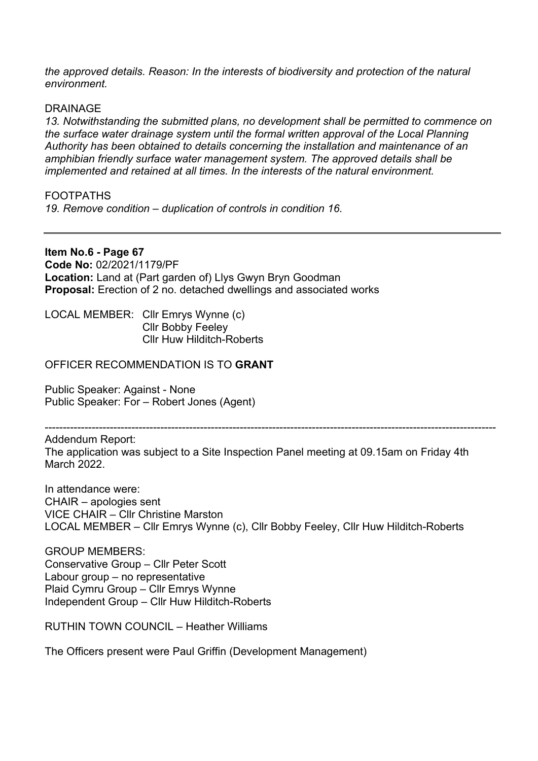*the approved details. Reason: In the interests of biodiversity and protection of the natural environment.*

DRAINAGE

*13. Notwithstanding the submitted plans, no development shall be permitted to commence on the surface water drainage system until the formal written approval of the Local Planning Authority has been obtained to details concerning the installation and maintenance of an amphibian friendly surface water management system. The approved details shall be implemented and retained at all times. In the interests of the natural environment.*

FOOTPATHS

*19. Remove condition – duplication of controls in condition 16.*

---

**Item No.6 - Page 67**
**Code No:** 02/2021/1179/PF
**Location:** Land at (Part garden of) Llys Gwyn Bryn Goodman
**Proposal:** Erection of 2 no. detached dwellings and associated works

LOCAL MEMBER: Cllr Emrys Wynne (c)
Cllr Bobby Feeley
Cllr Huw Hilditch-Roberts

OFFICER RECOMMENDATION IS TO **GRANT**

Public Speaker: Against - None
Public Speaker: For – Robert Jones (Agent)

---

Addendum Report:
The application was subject to a Site Inspection Panel meeting at 09.15am on Friday 4th March 2022.

In attendance were:
CHAIR – apologies sent
VICE CHAIR – Cllr Christine Marston
LOCAL MEMBER – Cllr Emrys Wynne (c), Cllr Bobby Feeley, Cllr Huw Hilditch-Roberts

GROUP MEMBERS:
Conservative Group – Cllr Peter Scott
Labour group – no representative
Plaid Cymru Group – Cllr Emrys Wynne
Independent Group – Cllr Huw Hilditch-Roberts

RUTHIN TOWN COUNCIL – Heather Williams

The Officers present were Paul Griffin (Development Management)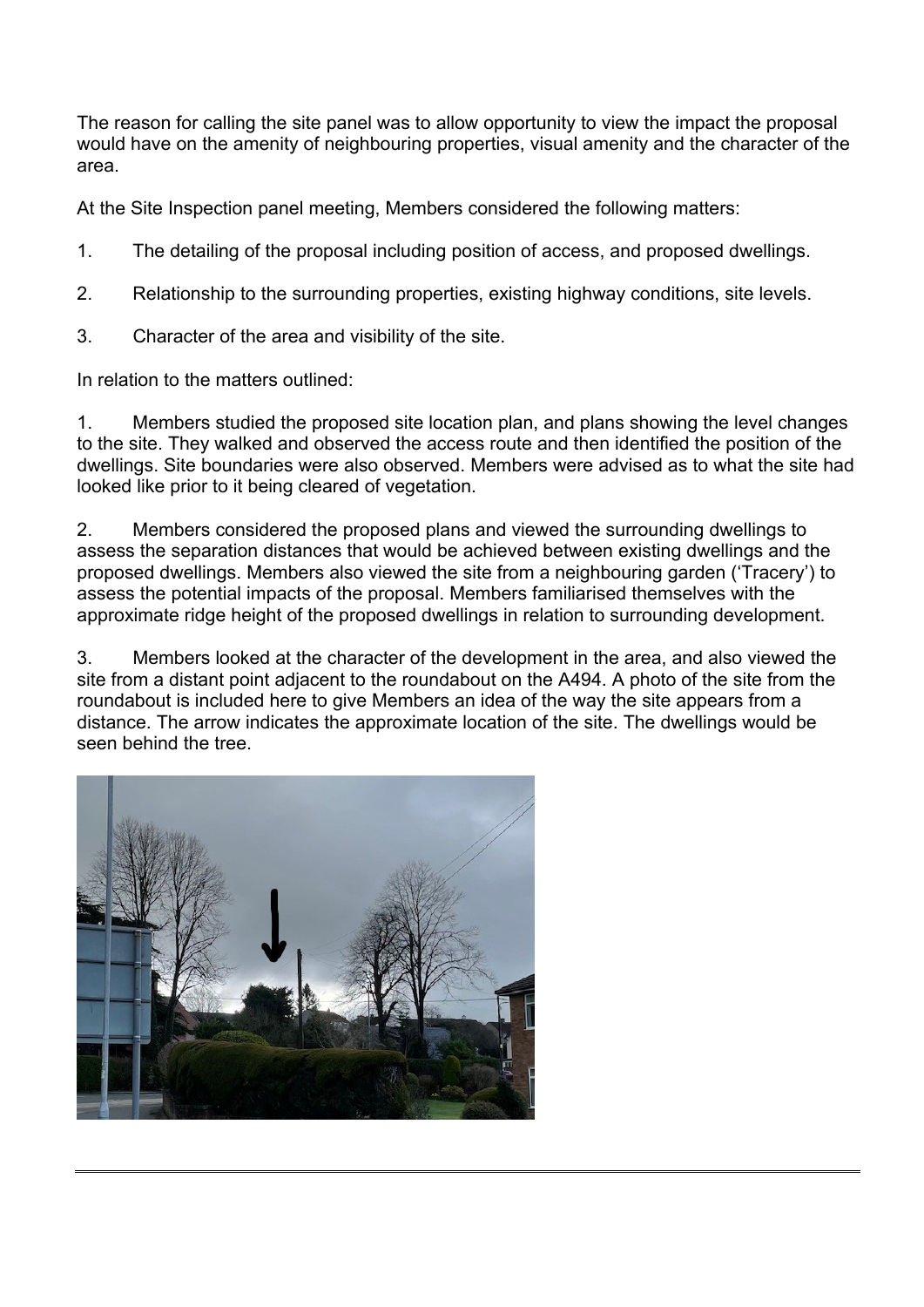The reason for calling the site panel was to allow opportunity to view the impact the proposal would have on the amenity of neighbouring properties, visual amenity and the character of the area.

At the Site Inspection panel meeting, Members considered the following matters:

1. The detailing of the proposal including position of access, and proposed dwellings.

2. Relationship to the surrounding properties, existing highway conditions, site levels.

3. Character of the area and visibility of the site.

In relation to the matters outlined:

1. Members studied the proposed site location plan, and plans showing the level changes to the site. They walked and observed the access route and then identified the position of the dwellings. Site boundaries were also observed. Members were advised as to what the site had looked like prior to it being cleared of vegetation.

2. Members considered the proposed plans and viewed the surrounding dwellings to assess the separation distances that would be achieved between existing dwellings and the proposed dwellings. Members also viewed the site from a neighbouring garden ('Tracery') to assess the potential impacts of the proposal. Members familiarised themselves with the approximate ridge height of the proposed dwellings in relation to surrounding development.

3. Members looked at the character of the development in the area, and also viewed the site from a distant point adjacent to the roundabout on the A494. A photo of the site from the roundabout is included here to give Members an idea of the way the site appears from a distance. The arrow indicates the approximate location of the site. The dwellings would be seen behind the tree.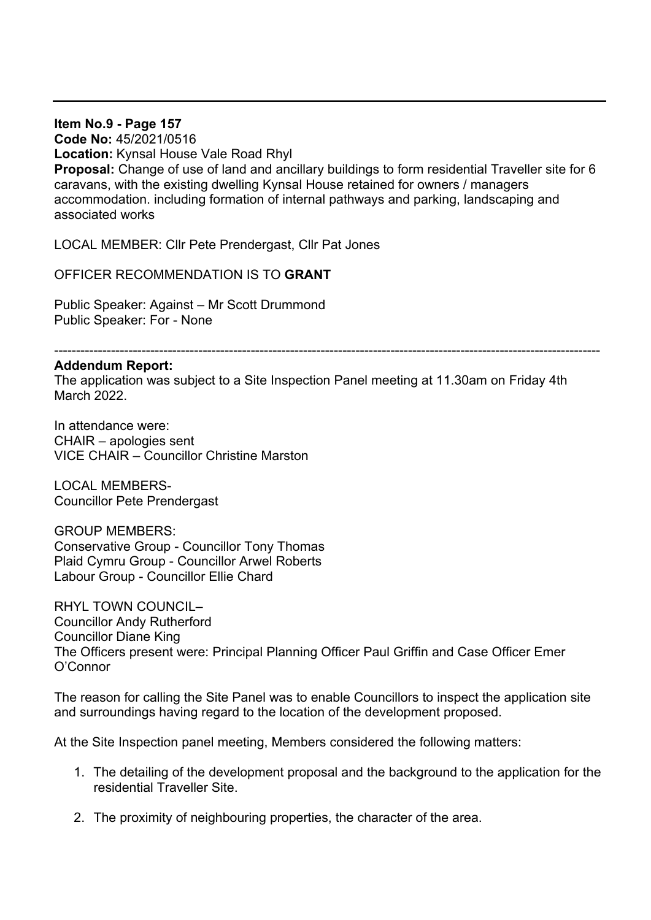---

**Item No.9 - Page 157**
**Code No:** 45/2021/0516
**Location:** Kynsal House Vale Road Rhyl
**Proposal:** Change of use of land and ancillary buildings to form residential Traveller site for 6 caravans, with the existing dwelling Kynsal House retained for owners / managers accommodation. including formation of internal pathways and parking, landscaping and associated works

LOCAL MEMBER: Cllr Pete Prendergast, Cllr Pat Jones

OFFICER RECOMMENDATION IS TO **GRANT**

Public Speaker: Against – Mr Scott Drummond
Public Speaker: For - None

---

**Addendum Report:**
The application was subject to a Site Inspection Panel meeting at 11.30am on Friday 4th March 2022.

In attendance were:
CHAIR – apologies sent
VICE CHAIR – Councillor Christine Marston

LOCAL MEMBERS-
Councillor Pete Prendergast

GROUP MEMBERS:
Conservative Group - Councillor Tony Thomas
Plaid Cymru Group - Councillor Arwel Roberts
Labour Group - Councillor Ellie Chard

RHYL TOWN COUNCIL–
Councillor Andy Rutherford
Councillor Diane King
The Officers present were: Principal Planning Officer Paul Griffin and Case Officer Emer O'Connor

The reason for calling the Site Panel was to enable Councillors to inspect the application site and surroundings having regard to the location of the development proposed.

At the Site Inspection panel meeting, Members considered the following matters:

1. The detailing of the development proposal and the background to the application for the residential Traveller Site.
2. The proximity of neighbouring properties, the character of the area.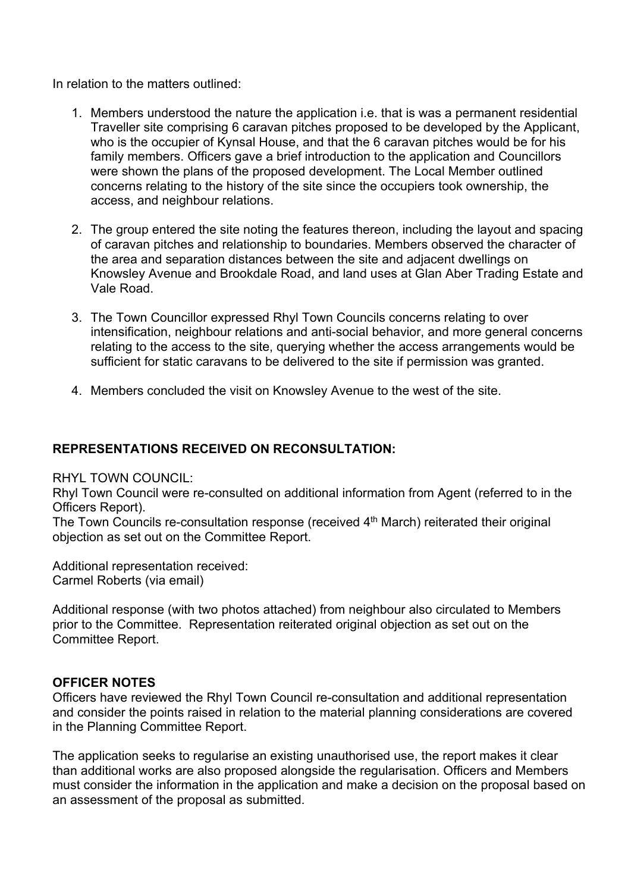In relation to the matters outlined:

1. Members understood the nature the application i.e. that is was a permanent residential Traveller site comprising 6 caravan pitches proposed to be developed by the Applicant, who is the occupier of Kynsal House, and that the 6 caravan pitches would be for his family members. Officers gave a brief introduction to the application and Councillors were shown the plans of the proposed development. The Local Member outlined concerns relating to the history of the site since the occupiers took ownership, the access, and neighbour relations.

2. The group entered the site noting the features thereon, including the layout and spacing of caravan pitches and relationship to boundaries. Members observed the character of the area and separation distances between the site and adjacent dwellings on Knowsley Avenue and Brookdale Road, and land uses at Glan Aber Trading Estate and Vale Road.

3. The Town Councillor expressed Rhyl Town Councils concerns relating to over intensification, neighbour relations and anti-social behavior, and more general concerns relating to the access to the site, querying whether the access arrangements would be sufficient for static caravans to be delivered to the site if permission was granted.

4. Members concluded the visit on Knowsley Avenue to the west of the site.

**REPRESENTATIONS RECEIVED ON RECONSULTATION:**

RHYL TOWN COUNCIL:
Rhyl Town Council were re-consulted on additional information from Agent (referred to in the Officers Report).
The Town Councils re-consultation response (received 4th March) reiterated their original objection as set out on the Committee Report.

Additional representation received:
Carmel Roberts (via email)

Additional response (with two photos attached) from neighbour also circulated to Members prior to the Committee. Representation reiterated original objection as set out on the Committee Report.

**OFFICER NOTES**
Officers have reviewed the Rhyl Town Council re-consultation and additional representation and consider the points raised in relation to the material planning considerations are covered in the Planning Committee Report.

The application seeks to regularise an existing unauthorised use, the report makes it clear than additional works are also proposed alongside the regularisation. Officers and Members must consider the information in the application and make a decision on the proposal based on an assessment of the proposal as submitted.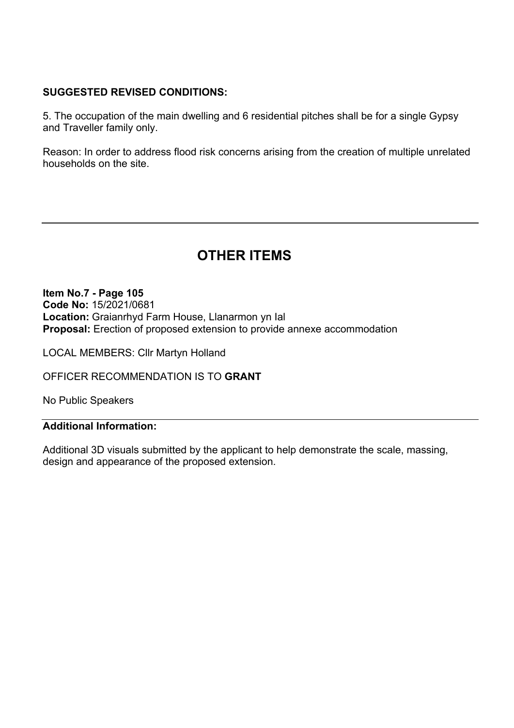**SUGGESTED REVISED CONDITIONS:**

5. The occupation of the main dwelling and 6 residential pitches shall be for a single Gypsy and Traveller family only.

Reason: In order to address flood risk concerns arising from the creation of multiple unrelated households on the site.

---

# OTHER ITEMS

**Item No.7 - Page 105**
**Code No:** 15/2021/0681
**Location:** Graianrhyd Farm House, Llanarmon yn Ial
**Proposal:** Erection of proposed extension to provide annexe accommodation

LOCAL MEMBERS: Cllr Martyn Holland

OFFICER RECOMMENDATION IS TO **GRANT**

No Public Speakers

---

**Additional Information:**

Additional 3D visuals submitted by the applicant to help demonstrate the scale, massing, design and appearance of the proposed extension.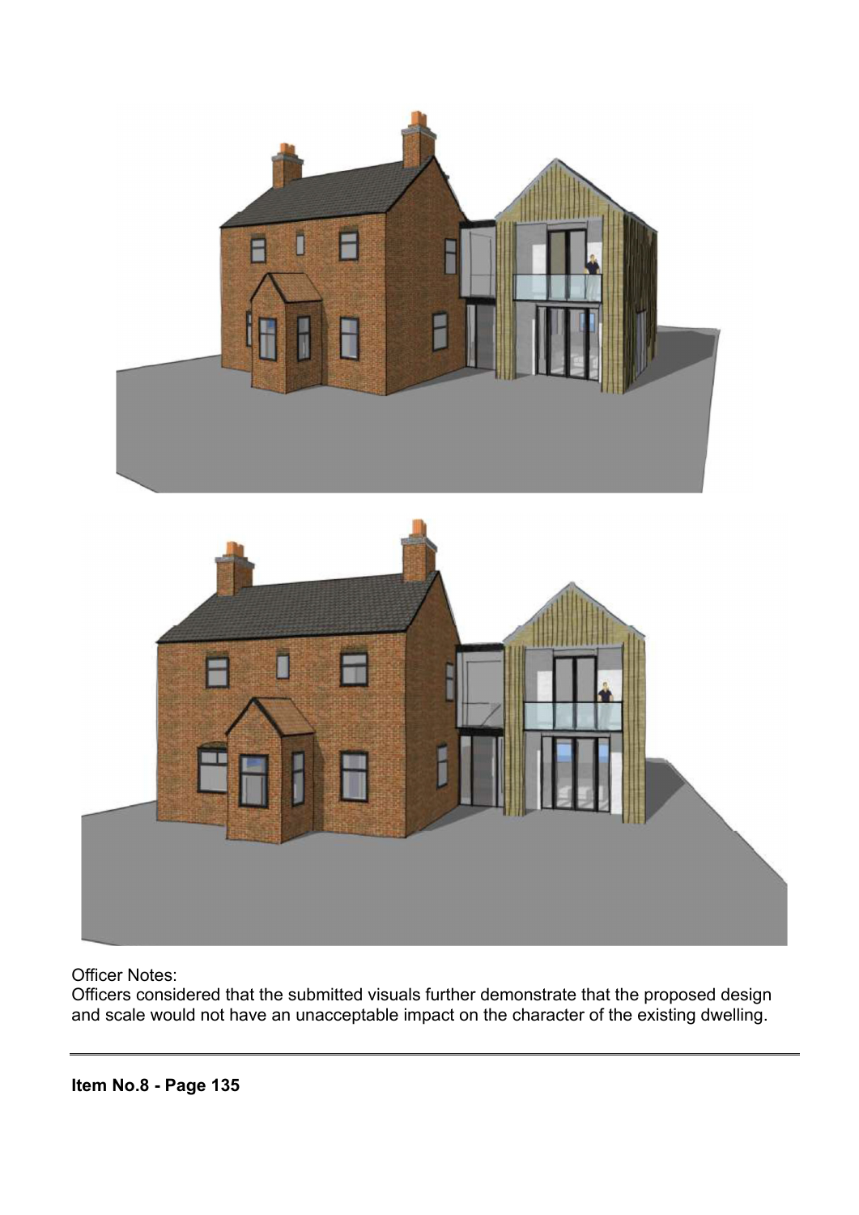Officer Notes:
Officers considered that the submitted visuals further demonstrate that the proposed design and scale would not have an unacceptable impact on the character of the existing dwelling.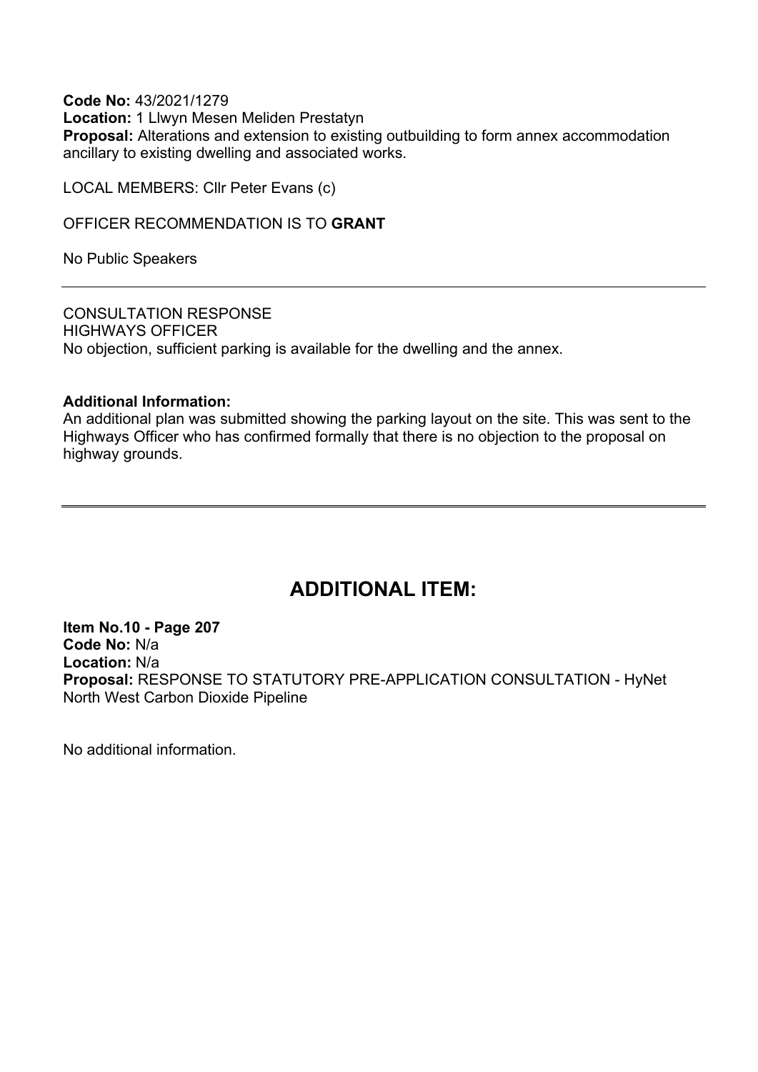**Code No:** 43/2021/1279
**Location:** 1 Llwyn Mesen Meliden Prestatyn
**Proposal:** Alterations and extension to existing outbuilding to form annex accommodation ancillary to existing dwelling and associated works.

LOCAL MEMBERS: Cllr Peter Evans (c)

OFFICER RECOMMENDATION IS TO **GRANT**

No Public Speakers

---

CONSULTATION RESPONSE
HIGHWAYS OFFICER
No objection, sufficient parking is available for the dwelling and the annex.

**Additional Information:**
An additional plan was submitted showing the parking layout on the site. This was sent to the Highways Officer who has confirmed formally that there is no objection to the proposal on highway grounds.

---

## ADDITIONAL ITEM:

**Item No.10 - Page 207**
**Code No:** N/a
**Location:** N/a
**Proposal:** RESPONSE TO STATUTORY PRE-APPLICATION CONSULTATION - HyNet North West Carbon Dioxide Pipeline

No additional information.